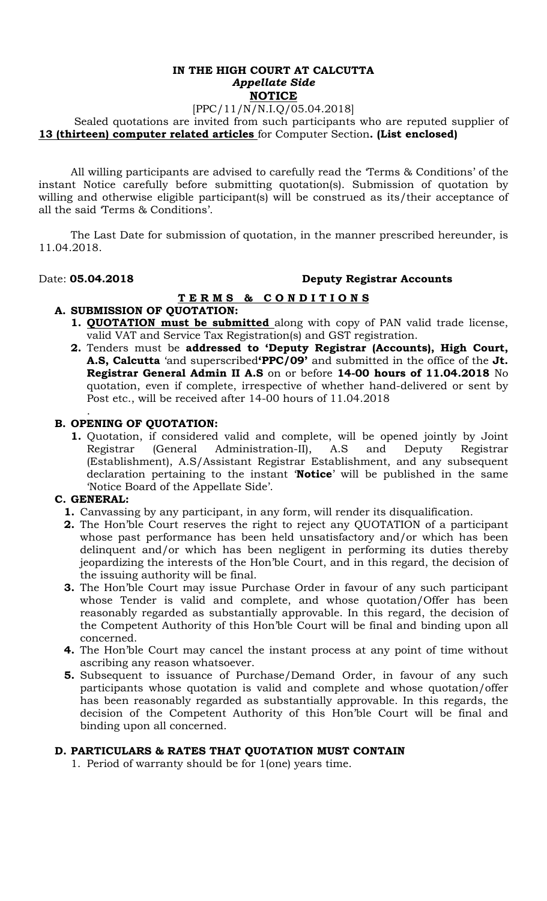**IN THE HIGH COURT AT CALCUTTA**
***Appellate Side***
**NOTICE**

[PPC/11/N/N.I.Q/05.04.2018]

Sealed quotations are invited from such participants who are reputed supplier of **13 (thirteen) computer related articles** for Computer Section**. (List enclosed)**

All willing participants are advised to carefully read the 'Terms & Conditions' of the instant Notice carefully before submitting quotation(s). Submission of quotation by willing and otherwise eligible participant(s) will be construed as its/their acceptance of all the said 'Terms & Conditions'.

The Last Date for submission of quotation, in the manner prescribed hereunder, is 11.04.2018.

Date: **05.04.2018** **Deputy Registrar Accounts**

## TERMS & CONDITIONS

**A. SUBMISSION OF QUOTATION:**

1. **QUOTATION must be submitted** along with copy of PAN valid trade license, valid VAT and Service Tax Registration(s) and GST registration.
2. Tenders must be **addressed to 'Deputy Registrar (Accounts), High Court, A.S, Calcutta** 'and superscribed**'PPC/09'** and submitted in the office of the **Jt. Registrar General Admin II A.S** on or before **14-00 hours of 11.04.2018** No quotation, even if complete, irrespective of whether hand-delivered or sent by Post etc., will be received after 14-00 hours of 11.04.2018

.

**B. OPENING OF QUOTATION:**

1. Quotation, if considered valid and complete, will be opened jointly by Joint Registrar (General Administration-II), A.S and Deputy Registrar (Establishment), A.S/Assistant Registrar Establishment, and any subsequent declaration pertaining to the instant '**Notice**' will be published in the same 'Notice Board of the Appellate Side'.

**C. GENERAL:**

1. Canvassing by any participant, in any form, will render its disqualification.
2. The Hon'ble Court reserves the right to reject any QUOTATION of a participant whose past performance has been held unsatisfactory and/or which has been delinquent and/or which has been negligent in performing its duties thereby jeopardizing the interests of the Hon'ble Court, and in this regard, the decision of the issuing authority will be final.
3. The Hon'ble Court may issue Purchase Order in favour of any such participant whose Tender is valid and complete, and whose quotation/Offer has been reasonably regarded as substantially approvable. In this regard, the decision of the Competent Authority of this Hon'ble Court will be final and binding upon all concerned.
4. The Hon'ble Court may cancel the instant process at any point of time without ascribing any reason whatsoever.
5. Subsequent to issuance of Purchase/Demand Order, in favour of any such participants whose quotation is valid and complete and whose quotation/offer has been reasonably regarded as substantially approvable. In this regards, the decision of the Competent Authority of this Hon'ble Court will be final and binding upon all concerned.

**D. PARTICULARS & RATES THAT QUOTATION MUST CONTAIN**

1. Period of warranty should be for 1(one) years time.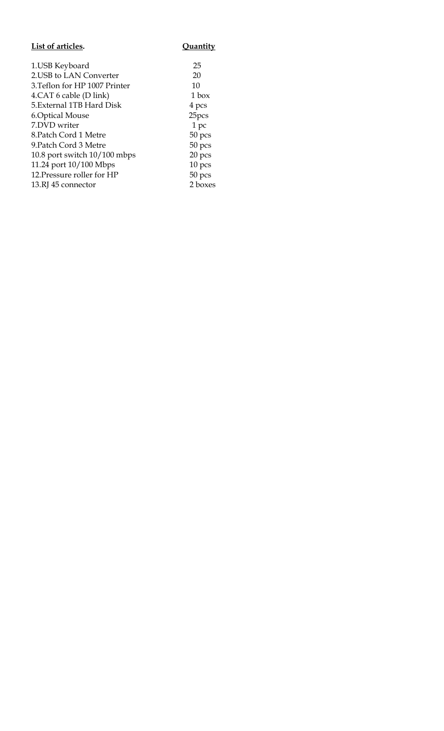| **List of articles.** | **Quantity** |
| --- | --- |
| 1.USB Keyboard | 25 |
| 2.USB to LAN Converter | 20 |
| 3.Teflon for HP 1007 Printer | 10 |
| 4.CAT 6 cable (D link) | 1 box |
| 5.External 1TB Hard Disk | 4 pcs |
| 6.Optical Mouse | 25pcs |
| 7.DVD writer | 1 pc |
| 8.Patch Cord 1 Metre | 50 pcs |
| 9.Patch Cord 3 Metre | 50 pcs |
| 10.8 port switch 10/100 mbps | 20 pcs |
| 11.24 port 10/100 Mbps | 10 pcs |
| 12.Pressure roller for HP | 50 pcs |
| 13.RJ 45 connector | 2 boxes |